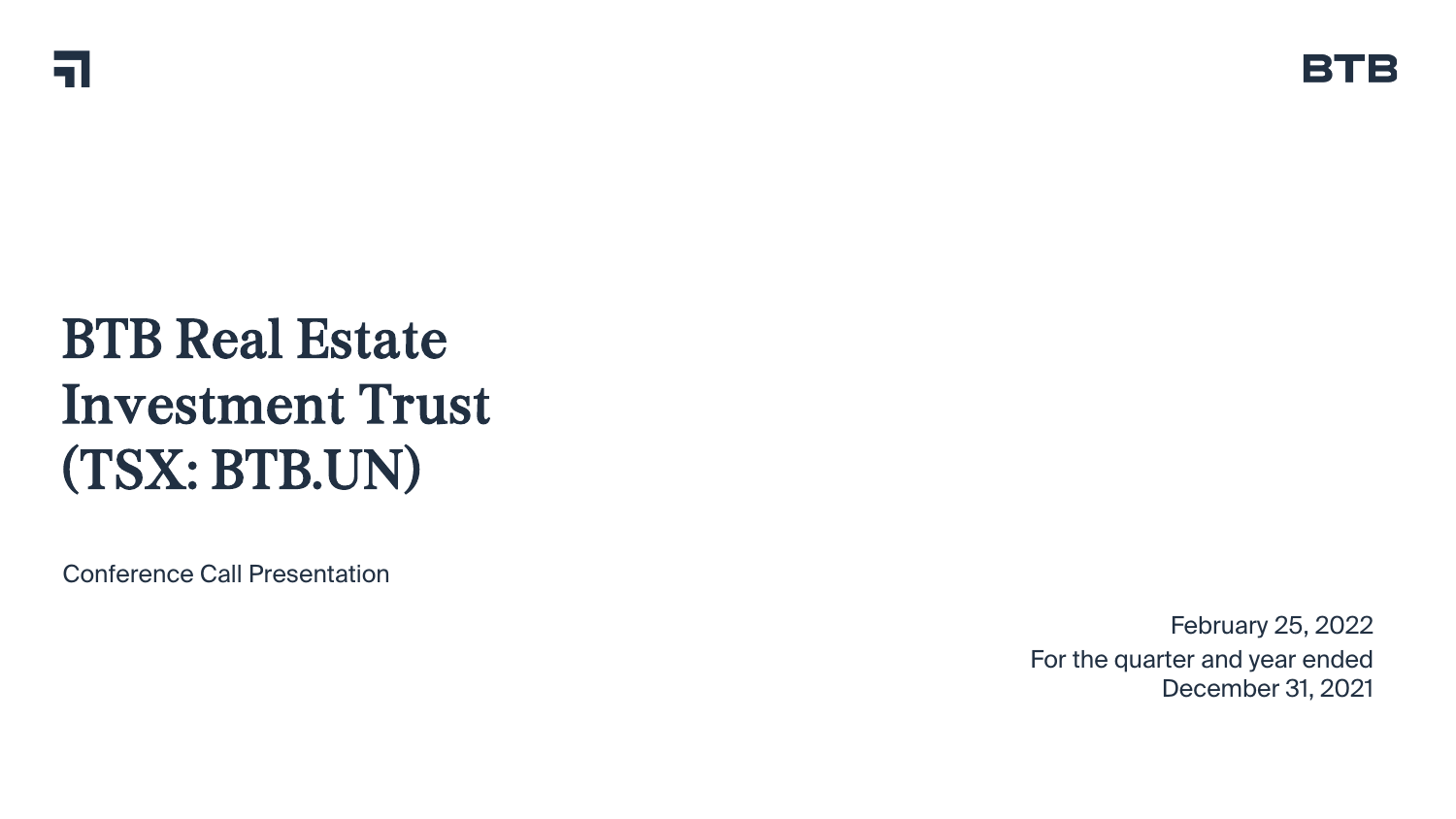# BTB Real Estate Investment Trust (TSX: BTB.UN)

Conference Call Presentation

February 25, 2022

For the quarter and year ended December 31, 2021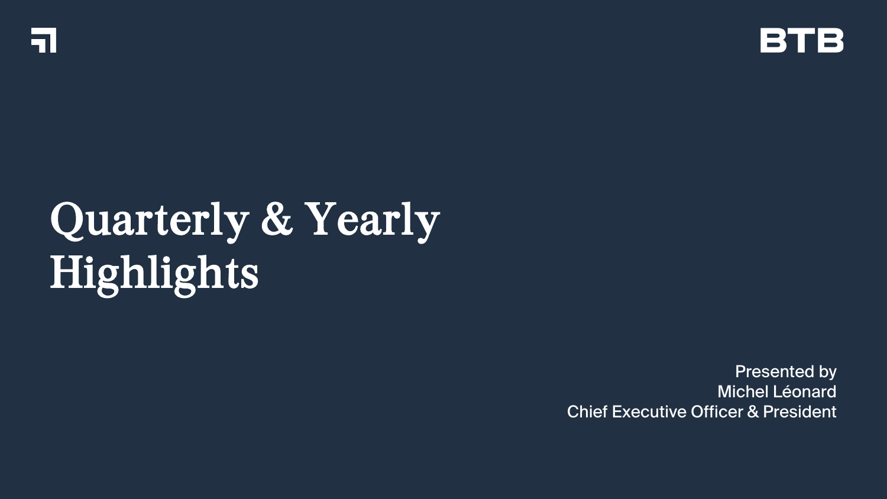BTB

# Quarterly & Yearly Highlights

Presented by
Michel Léonard
Chief Executive Officer & President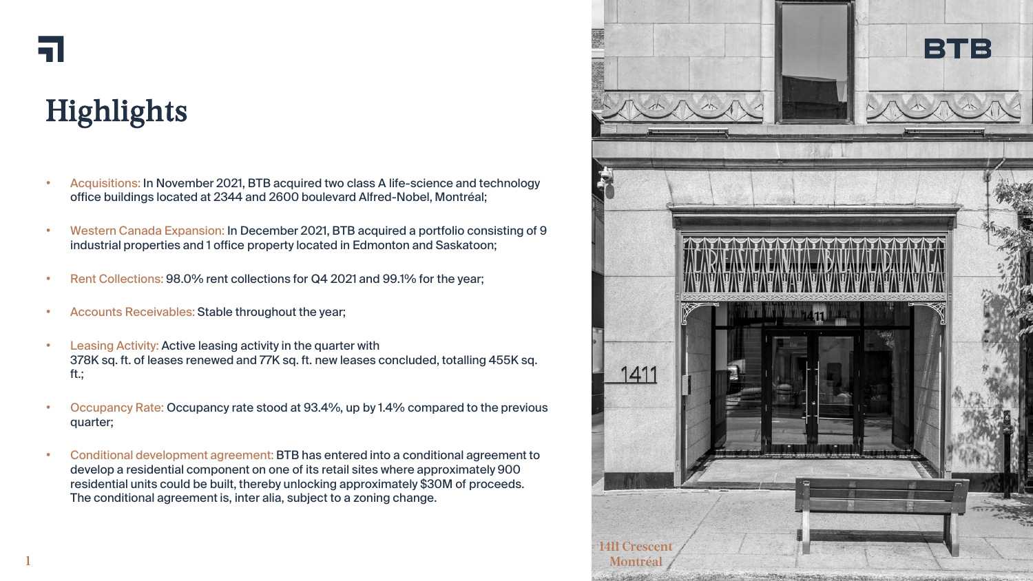# Highlights

- Acquisitions: In November 2021, BTB acquired two class A life-science and technology office buildings located at 2344 and 2600 boulevard Alfred-Nobel, Montréal;
- Western Canada Expansion: In December 2021, BTB acquired a portfolio consisting of 9 industrial properties and 1 office property located in Edmonton and Saskatoon;
- Rent Collections: 98.0% rent collections for Q4 2021 and 99.1% for the year;
- Accounts Receivables: Stable throughout the year;
- Leasing Activity: Active leasing activity in the quarter with 378K sq. ft. of leases renewed and 77K sq. ft. new leases concluded, totalling 455K sq. ft.;
- Occupancy Rate: Occupancy rate stood at 93.4%, up by 1.4% compared to the previous quarter;
- Conditional development agreement: BTB has entered into a conditional agreement to develop a residential component on one of its retail sites where approximately 900 residential units could be built, thereby unlocking approximately $30M of proceeds. The conditional agreement is, inter alia, subject to a zoning change.

1411 Crescent Montréal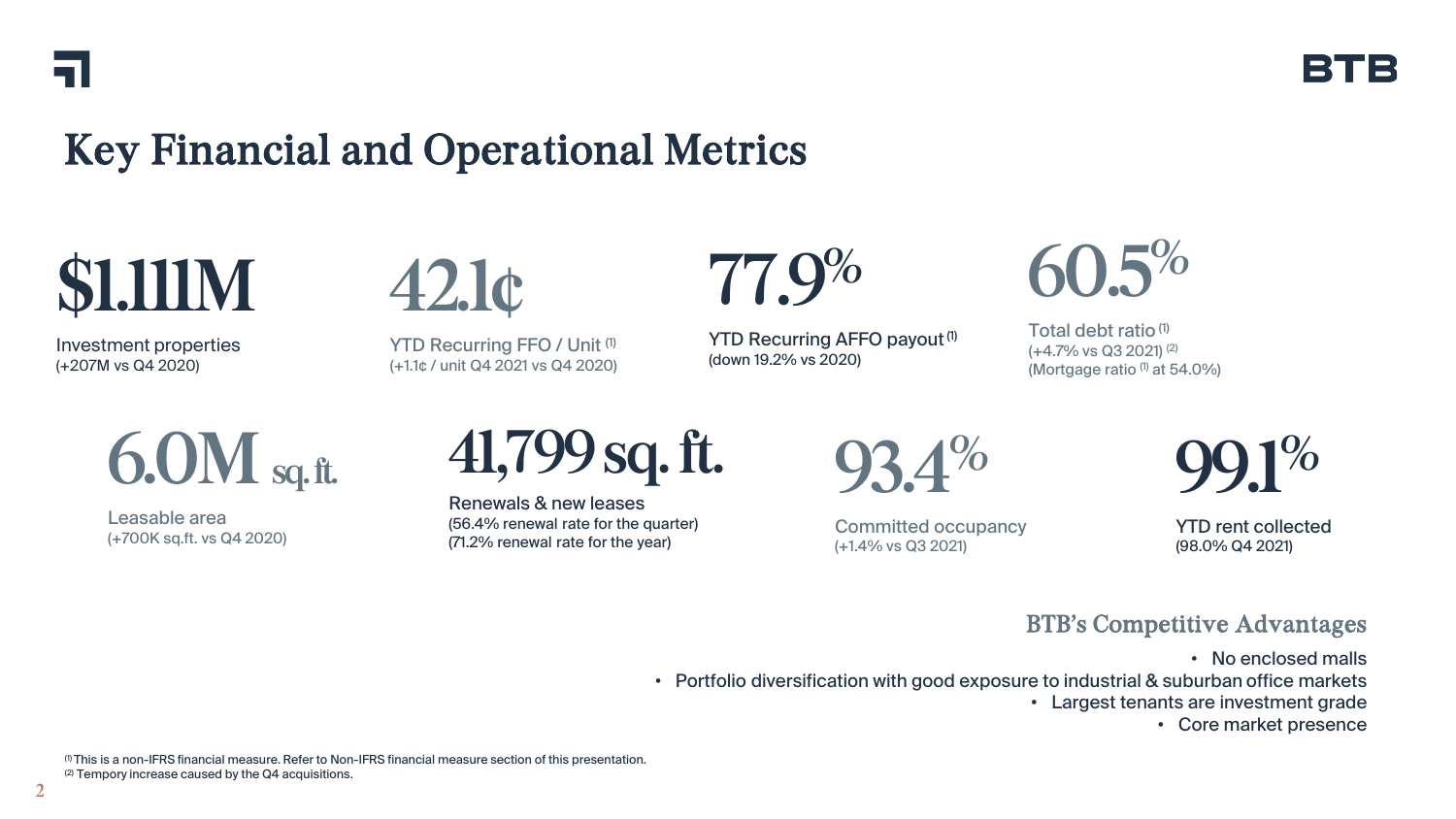# Key Financial and Operational Metrics

**$1.111M**
Investment properties
(+207M vs Q4 2020)

**42.1¢**
YTD Recurring FFO / Unit [1]
(+1.1¢ / unit Q4 2021 vs Q4 2020)

**77.9%**
YTD Recurring AFFO payout [1]
(down 19.2% vs 2020)

**60.5%**
Total debt ratio [1]
(+4.7% vs Q3 2021) [2]
(Mortgage ratio [1] at 54.0%)

**6.0M sq. ft.**
Leasable area
(+700K sq.ft. vs Q4 2020)

**41,799 sq. ft.**
Renewals & new leases
(56.4% renewal rate for the quarter)
(71.2% renewal rate for the year)

**93.4%**
Committed occupancy
(+1.4% vs Q3 2021)

**99.1%**
YTD rent collected
(98.0% Q4 2021)

## BTB's Competitive Advantages

- No enclosed malls
- Portfolio diversification with good exposure to industrial & suburban office markets
- Largest tenants are investment grade
- Core market presence

[1] This is a non-IFRS financial measure. Refer to Non-IFRS financial measure section of this presentation.
[2] Tempory increase caused by the Q4 acquisitions.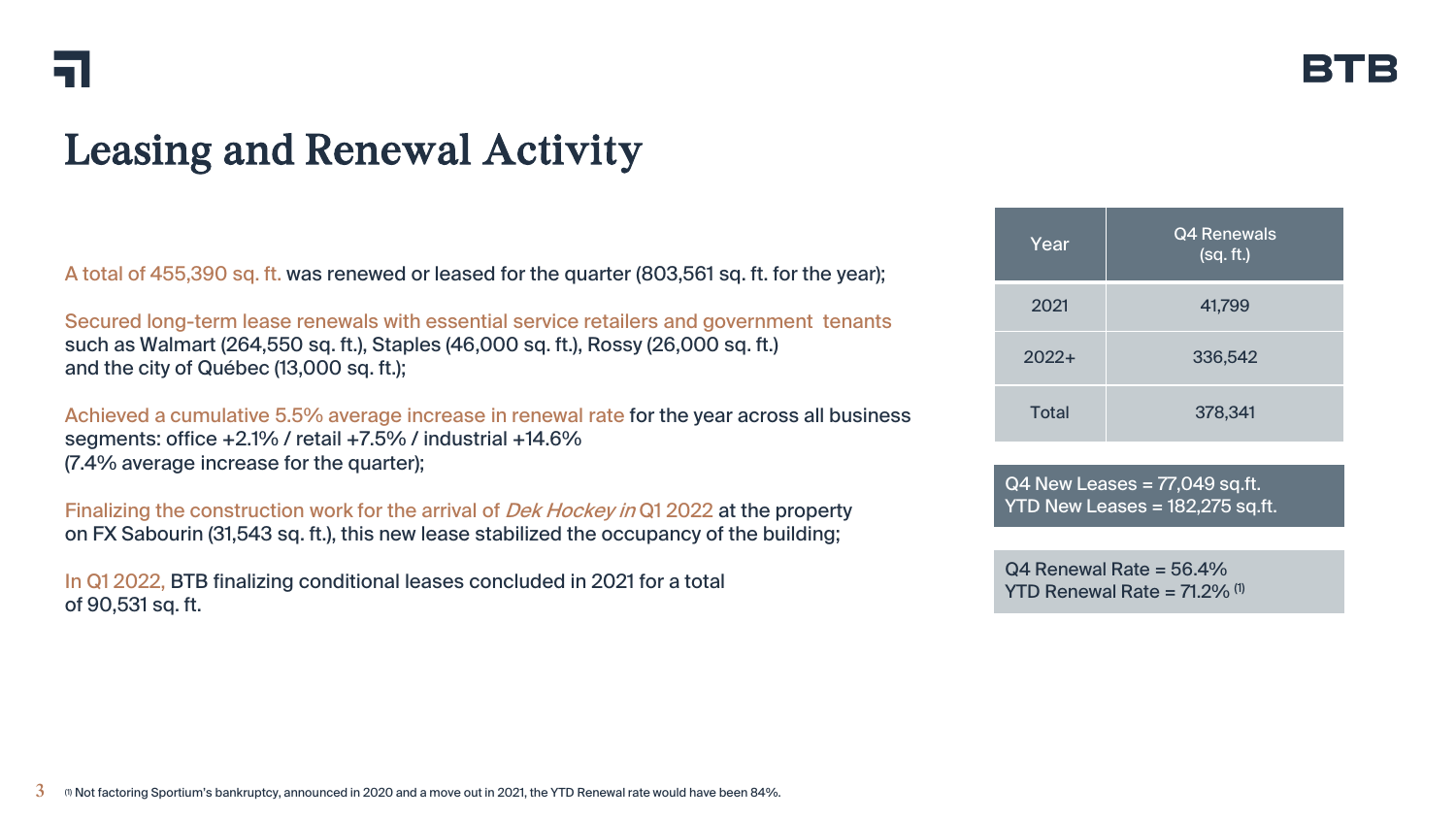# Leasing and Renewal Activity

A total of 455,390 sq. ft. was renewed or leased for the quarter (803,561 sq. ft. for the year);

Secured long-term lease renewals with essential service retailers and government tenants such as Walmart (264,550 sq. ft.), Staples (46,000 sq. ft.), Rossy (26,000 sq. ft.) and the city of Québec (13,000 sq. ft.);

Achieved a cumulative 5.5% average increase in renewal rate for the year across all business segments: office +2.1% / retail +7.5% / industrial +14.6% (7.4% average increase for the quarter);

Finalizing the construction work for the arrival of *Dek Hockey in* Q1 2022 at the property on FX Sabourin (31,543 sq. ft.), this new lease stabilized the occupancy of the building;

In Q1 2022, BTB finalizing conditional leases concluded in 2021 for a total of 90,531 sq. ft.

| Year | Q4 Renewals (sq. ft.) |
|---|---|
| 2021 | 41,799 |
| 2022+ | 336,542 |
| Total | 378,341 |

Q4 New Leases = 77,049 sq.ft.
YTD New Leases = 182,275 sq.ft.

Q4 Renewal Rate = 56.4%
YTD Renewal Rate = 71.2% [1]

[1] Not factoring Sportium's bankruptcy, announced in 2020 and a move out in 2021, the YTD Renewal rate would have been 84%.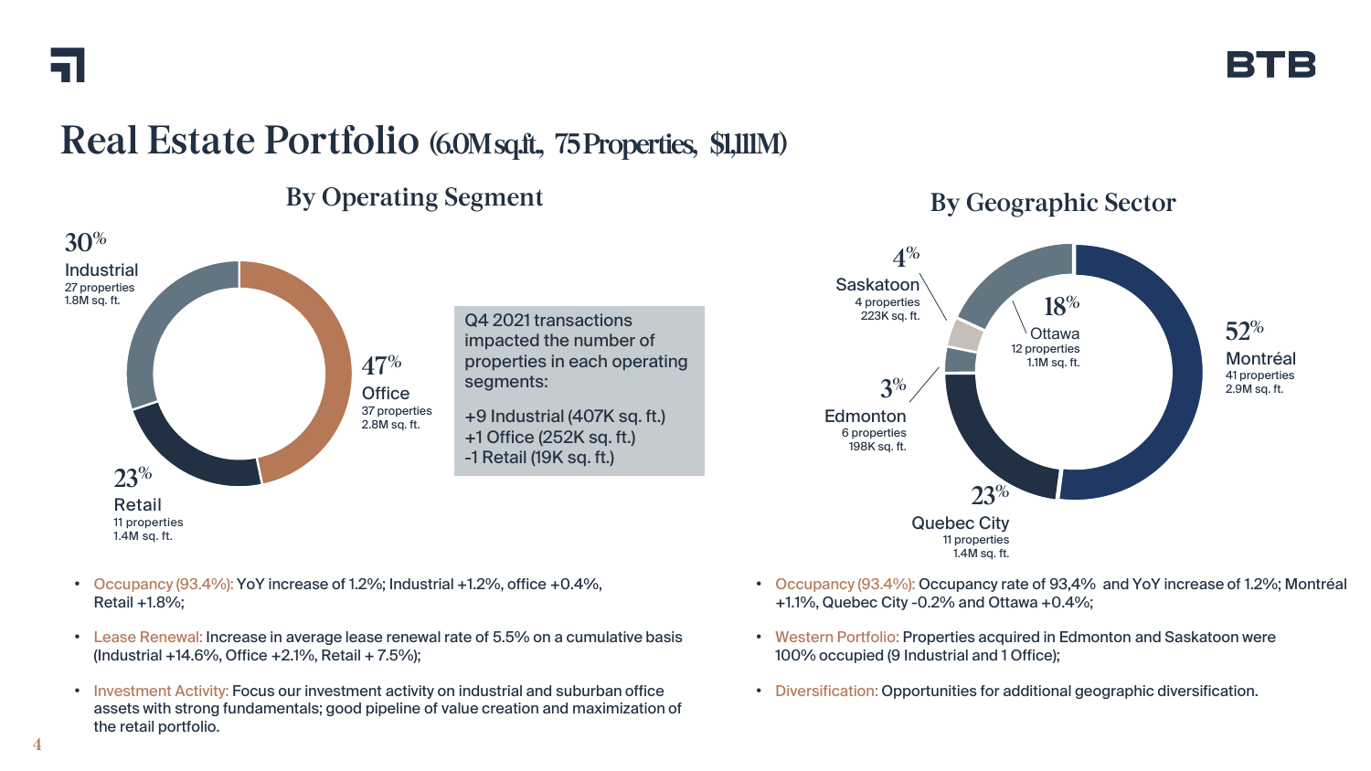# Real Estate Portfolio (6.0M sq.ft., 75 Properties, $1,111M)

## By Operating Segment

| Segment | % | Properties | Area |
|---|---|---|---|
| Industrial | 30% | 27 properties | 1.8M sq. ft. |
| Office | 47% | 37 properties | 2.8M sq. ft. |
| Retail | 23% | 11 properties | 1.4M sq. ft. |

Q4 2021 transactions impacted the number of properties in each operating segments:

+9 Industrial (407K sq. ft.)
+1 Office (252K sq. ft.)
-1 Retail (19K sq. ft.)

- Occupancy (93.4%): YoY increase of 1.2%; Industrial +1.2%, office +0.4%, Retail +1.8%;
- Lease Renewal: Increase in average lease renewal rate of 5.5% on a cumulative basis (Industrial +14.6%, Office +2.1%, Retail + 7.5%);
- Investment Activity: Focus our investment activity on industrial and suburban office assets with strong fundamentals; good pipeline of value creation and maximization of the retail portfolio.

## By Geographic Sector

| Sector | % | Properties | Area |
|---|---|---|---|
| Montréal | 52% | 41 properties | 2.9M sq. ft. |
| Quebec City | 23% | 11 properties | 1.4M sq. ft. |
| Ottawa | 18% | 12 properties | 1.1M sq. ft. |
| Saskatoon | 4% | 4 properties | 223K sq. ft. |
| Edmonton | 3% | 6 properties | 198K sq. ft. |

- Occupancy (93.4%): Occupancy rate of 93,4% and YoY increase of 1.2%; Montréal +1.1%, Quebec City -0.2% and Ottawa +0.4%;
- Western Portfolio: Properties acquired in Edmonton and Saskatoon were 100% occupied (9 Industrial and 1 Office);
- Diversification: Opportunities for additional geographic diversification.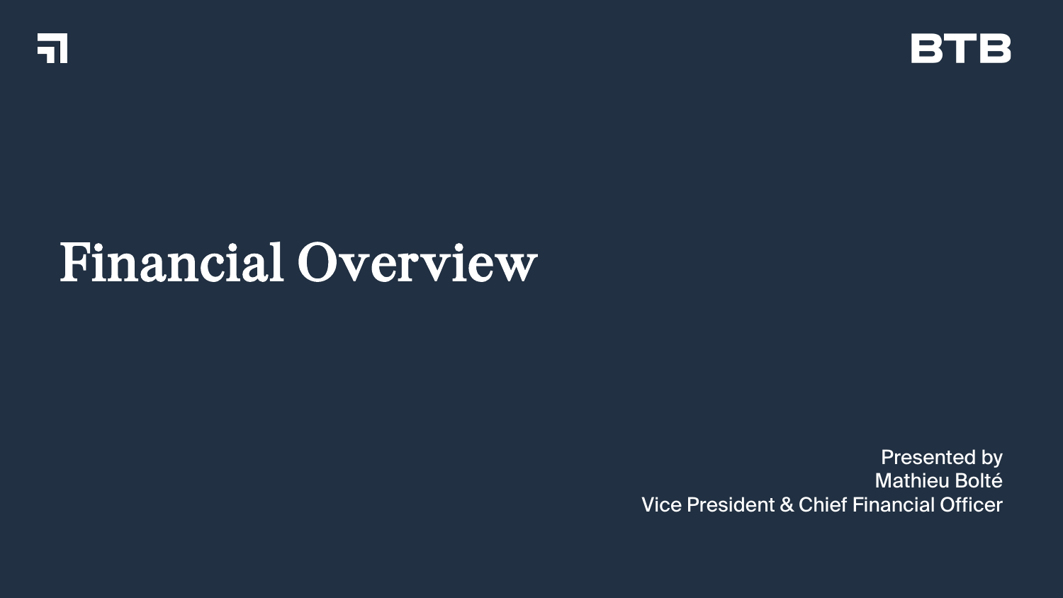# Financial Overview

Presented by
Mathieu Bolté
Vice President & Chief Financial Officer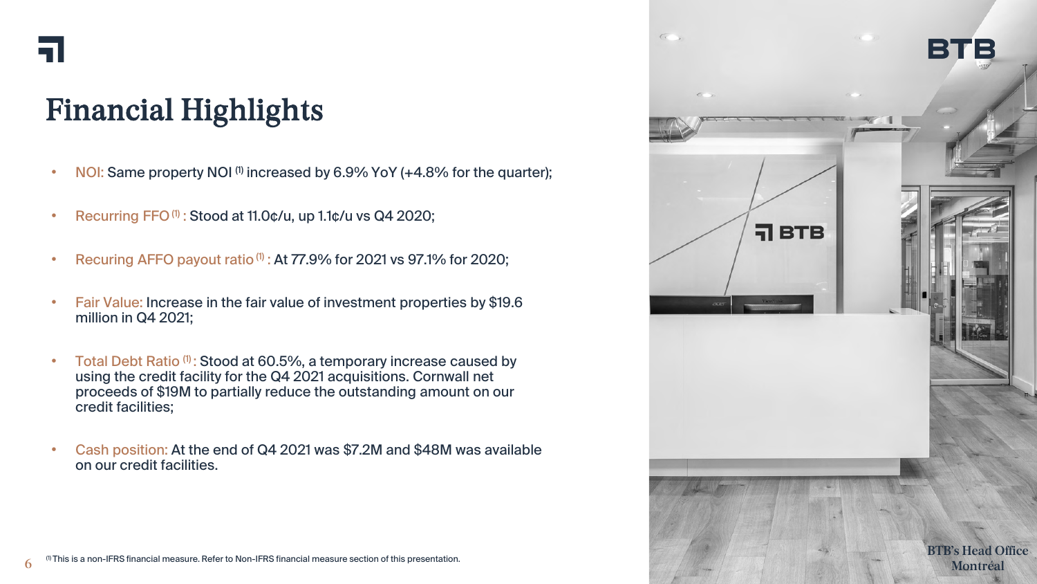# Financial Highlights

- NOI: Same property NOI [1] increased by 6.9% YoY (+4.8% for the quarter);
- Recurring FFO [1] : Stood at 11.0¢/u, up 1.1¢/u vs Q4 2020;
- Recuring AFFO payout ratio [1] : At 77.9% for 2021 vs 97.1% for 2020;
- Fair Value: Increase in the fair value of investment properties by $19.6 million in Q4 2021;
- Total Debt Ratio [1] : Stood at 60.5%, a temporary increase caused by using the credit facility for the Q4 2021 acquisitions. Cornwall net proceeds of $19M to partially reduce the outstanding amount on our credit facilities;
- Cash position: At the end of Q4 2021 was $7.2M and $48M was available on our credit facilities.

[1] This is a non-IFRS financial measure. Refer to Non-IFRS financial measure section of this presentation.

BTB's Head Office
Montréal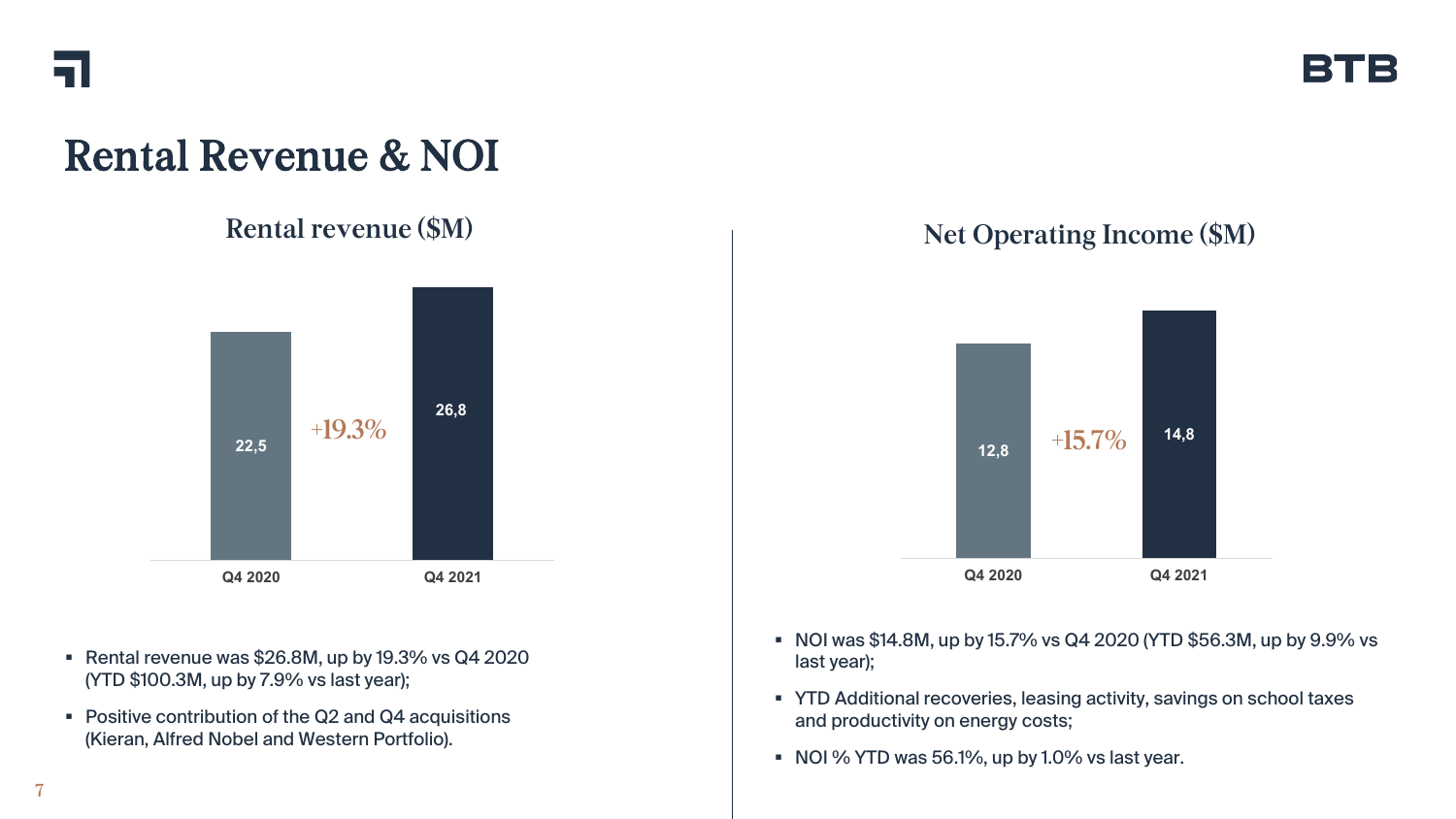# Rental Revenue & NOI

## Rental revenue ($M)

| | Q4 2020 | Q4 2021 |
|---|---|---|
| Rental revenue ($M) | 22,5 | 26,8 |

+19.3%

- Rental revenue was $26.8M, up by 19.3% vs Q4 2020 (YTD $100.3M, up by 7.9% vs last year);
- Positive contribution of the Q2 and Q4 acquisitions (Kieran, Alfred Nobel and Western Portfolio).

## Net Operating Income ($M)

| | Q4 2020 | Q4 2021 |
|---|---|---|
| Net Operating Income ($M) | 12,8 | 14,8 |

+15.7%

- NOI was $14.8M, up by 15.7% vs Q4 2020 (YTD $56.3M, up by 9.9% vs last year);
- YTD Additional recoveries, leasing activity, savings on school taxes and productivity on energy costs;
- NOI % YTD was 56.1%, up by 1.0% vs last year.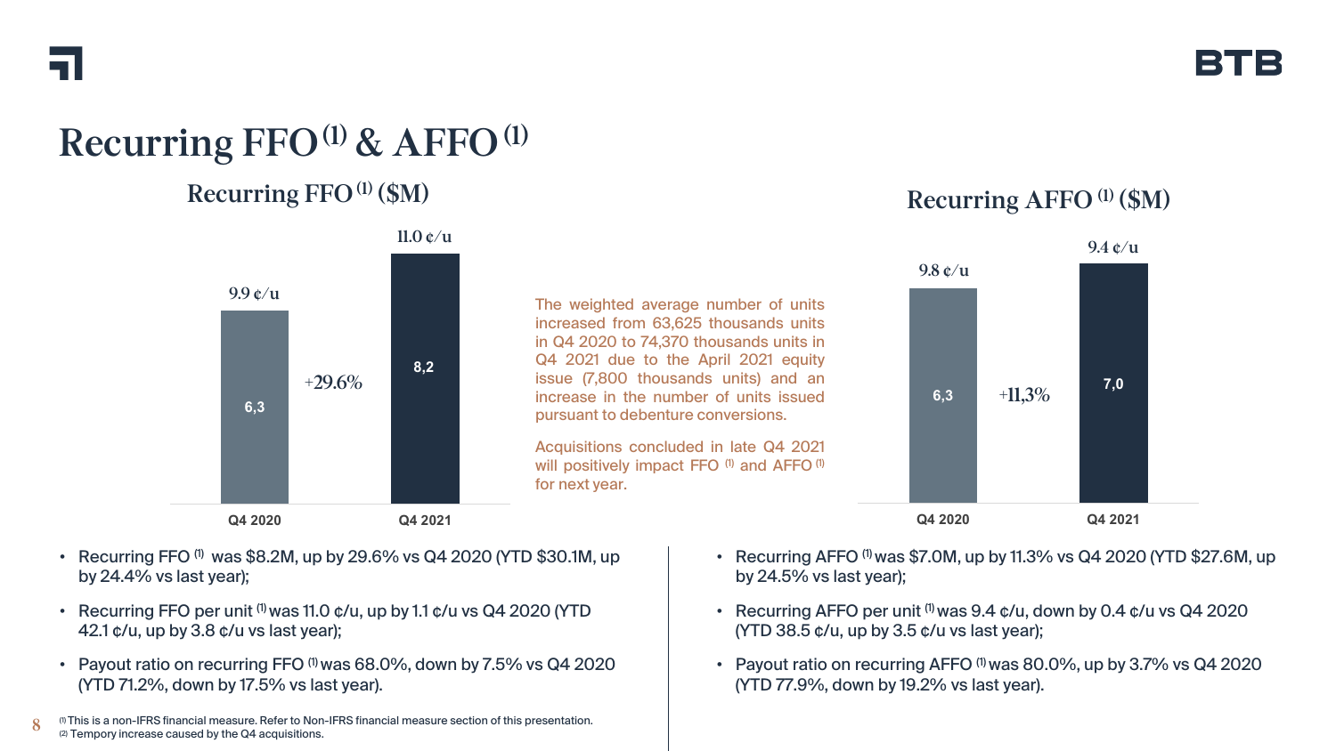# Recurring FFO [(1)] & AFFO [(1)]

## Recurring FFO [(1)] ($M)

| | Q4 2020 | Q4 2021 |
|---|---|---|
| Recurring FFO ($M) | 6,3 | 8,2 |
| Per unit | 9.9 ¢/u | 11.0 ¢/u |
| Change | | +29.6% |

The weighted average number of units increased from 63,625 thousands units in Q4 2020 to 74,370 thousands units in Q4 2021 due to the April 2021 equity issue (7,800 thousands units) and an increase in the number of units issued pursuant to debenture conversions.

Acquisitions concluded in late Q4 2021 will positively impact FFO [(1)] and AFFO [(1)] for next year.

## Recurring AFFO [(1)] ($M)

| | Q4 2020 | Q4 2021 |
|---|---|---|
| Recurring AFFO ($M) | 6,3 | 7,0 |
| Per unit | 9.8 ¢/u | 9.4 ¢/u |
| Change | | +11,3% |

- Recurring FFO [(1)] was $8.2M, up by 29.6% vs Q4 2020 (YTD $30.1M, up by 24.4% vs last year);
- Recurring FFO per unit [(1)] was 11.0 ¢/u, up by 1.1 ¢/u vs Q4 2020 (YTD 42.1 ¢/u, up by 3.8 ¢/u vs last year);
- Payout ratio on recurring FFO [(1)] was 68.0%, down by 7.5% vs Q4 2020 (YTD 71.2%, down by 17.5% vs last year).

- Recurring AFFO [(1)] was $7.0M, up by 11.3% vs Q4 2020 (YTD $27.6M, up by 24.5% vs last year);
- Recurring AFFO per unit [(1)] was 9.4 ¢/u, down by 0.4 ¢/u vs Q4 2020 (YTD 38.5 ¢/u, up by 3.5 ¢/u vs last year);
- Payout ratio on recurring AFFO [(1)] was 80.0%, up by 3.7% vs Q4 2020 (YTD 77.9%, down by 19.2% vs last year).

(1) This is a non-IFRS financial measure. Refer to Non-IFRS financial measure section of this presentation.
(2) Tempory increase caused by the Q4 acquisitions.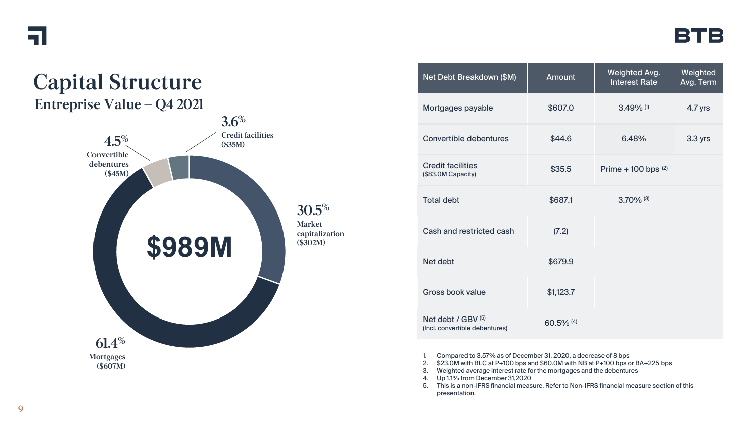# Capital Structure

## Entreprise Value – Q4 2021

$989M

- 3.6% Credit facilities ($35M)
- 4.5% Convertible debentures ($45M)
- 30.5% Market capitalization ($302M)
- 61.4% Mortgages ($607M)

| Net Debt Breakdown ($M) | Amount | Weighted Avg. Interest Rate | Weighted Avg. Term |
|---|---|---|---|
| Mortgages payable | $607.0 | 3.49% (1) | 4.7 yrs |
| Convertible debentures | $44.6 | 6.48% | 3.3 yrs |
| Credit facilities ($83.0M Capacity) | $35.5 | Prime + 100 bps (2) | |
| Total debt | $687.1 | 3.70% (3) | |
| Cash and restricted cash | (7.2) | | |
| Net debt | $679.9 | | |
| Gross book value | $1,123.7 | | |
| Net debt / GBV (5) (Incl. convertible debentures) | 60.5% (4) | | |

1. Compared to 3.57% as of December 31, 2020, a decrease of 8 bps
2. $23.0M with BLC at P+100 bps and $60.0M with NB at P+100 bps or BA+225 bps
3. Weighted average interest rate for the mortgages and the debentures
4. Up 1.1% from December 31,2020
5. This is a non-IFRS financial measure. Refer to Non-IFRS financial measure section of this presentation.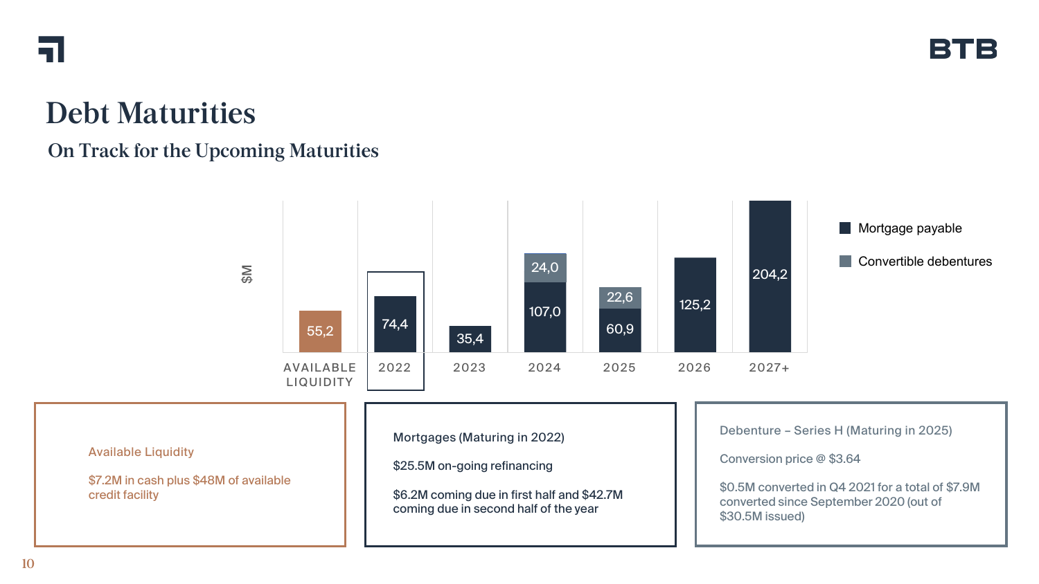# Debt Maturities

## On Track for the Upcoming Maturities

| $M | Mortgage payable | Convertible debentures |
|---|---|---|
| AVAILABLE LIQUIDITY | 55,2 | |
| 2022 | 74,4 | |
| 2023 | 35,4 | |
| 2024 | 107,0 | 24,0 |
| 2025 | 60,9 | 22,6 |
| 2026 | 125,2 | |
| 2027+ | 204,2 | |

**Available Liquidity**

$7.2M in cash plus $48M of available credit facility

**Mortgages (Maturing in 2022)**

$25.5M on-going refinancing

$6.2M coming due in first half and $42.7M coming due in second half of the year

**Debenture – Series H (Maturing in 2025)**

Conversion price @ $3.64

$0.5M converted in Q4 2021 for a total of $7.9M converted since September 2020 (out of $30.5M issued)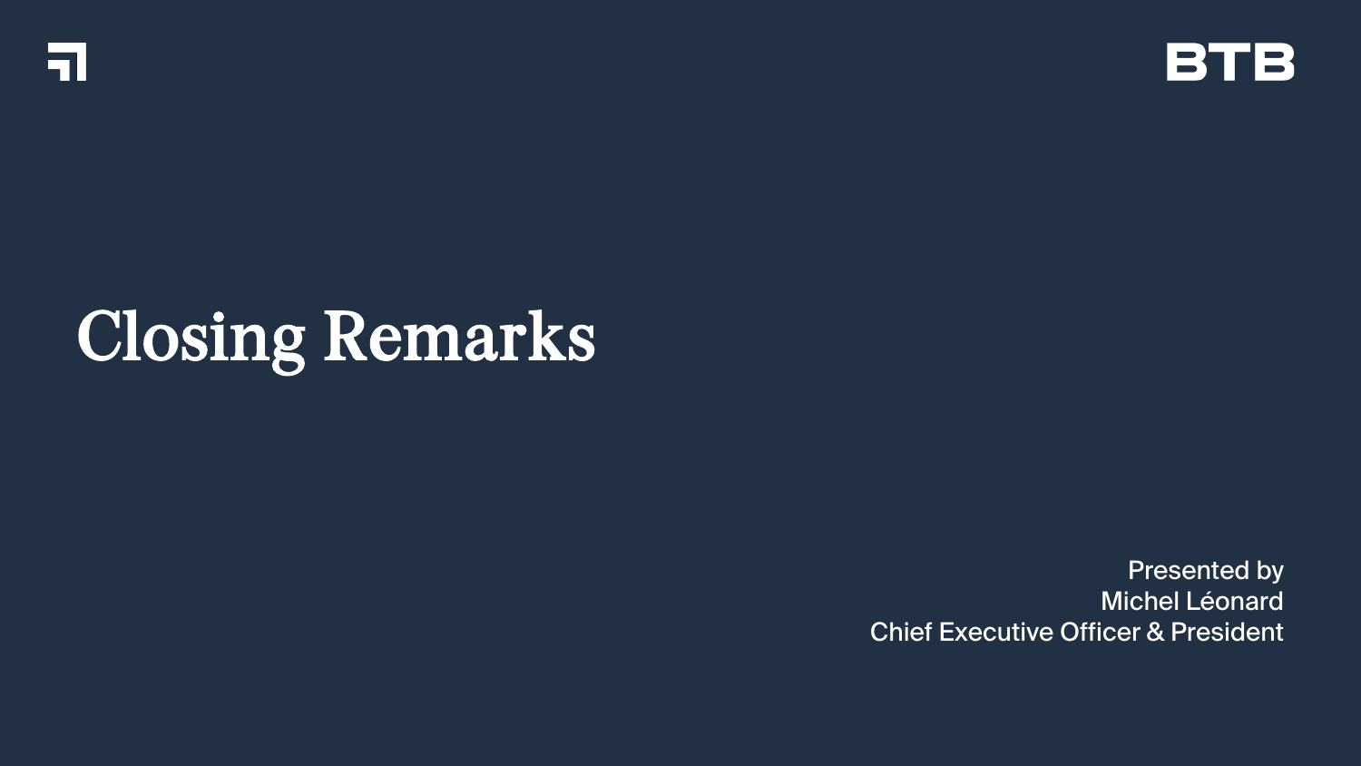# Closing Remarks

Presented by
Michel Léonard
Chief Executive Officer & President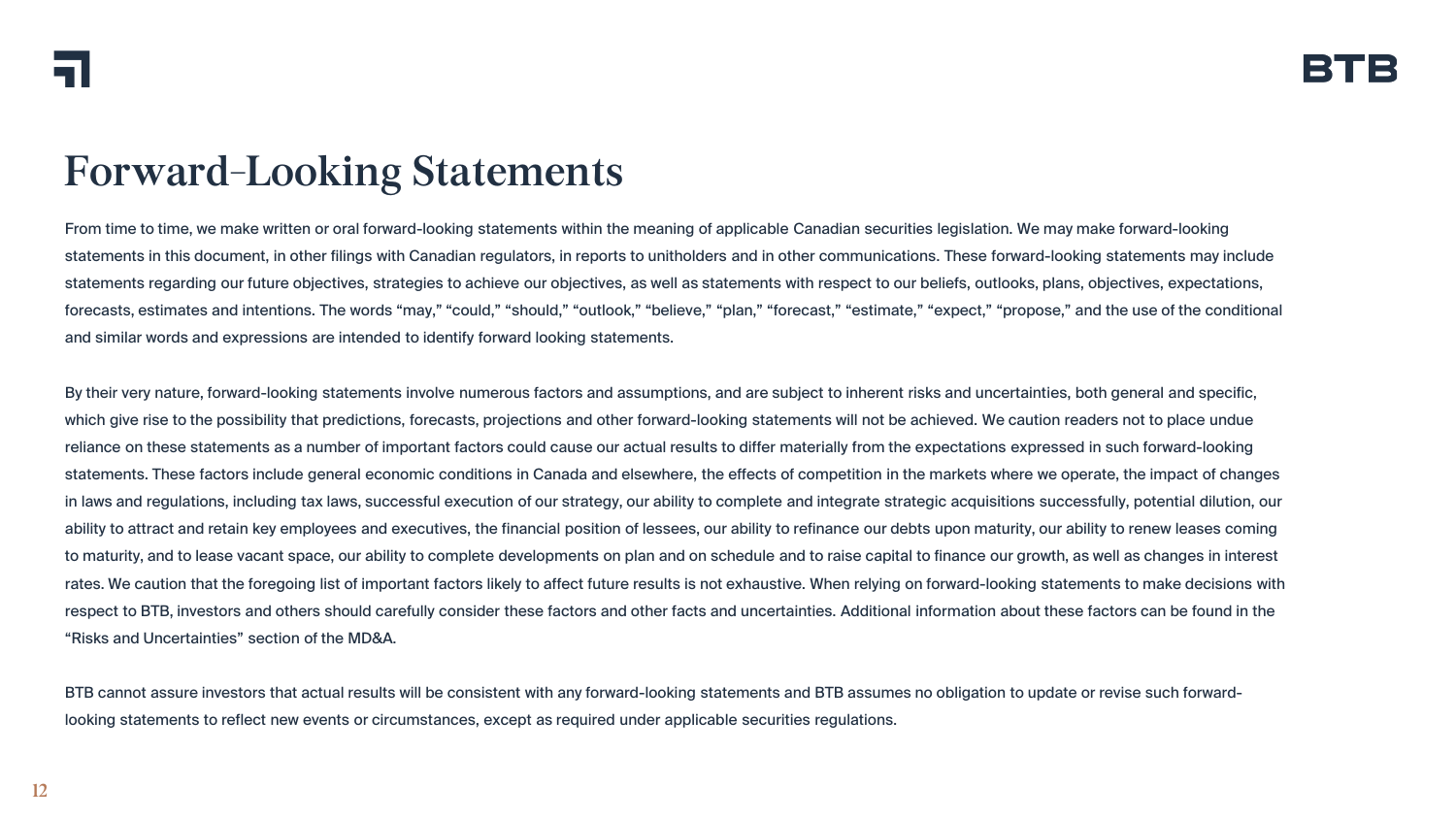# Forward-Looking Statements

From time to time, we make written or oral forward-looking statements within the meaning of applicable Canadian securities legislation. We may make forward-looking statements in this document, in other filings with Canadian regulators, in reports to unitholders and in other communications. These forward-looking statements may include statements regarding our future objectives, strategies to achieve our objectives, as well as statements with respect to our beliefs, outlooks, plans, objectives, expectations, forecasts, estimates and intentions. The words "may," "could," "should," "outlook," "believe," "plan," "forecast," "estimate," "expect," "propose," and the use of the conditional and similar words and expressions are intended to identify forward looking statements.

By their very nature, forward-looking statements involve numerous factors and assumptions, and are subject to inherent risks and uncertainties, both general and specific, which give rise to the possibility that predictions, forecasts, projections and other forward-looking statements will not be achieved. We caution readers not to place undue reliance on these statements as a number of important factors could cause our actual results to differ materially from the expectations expressed in such forward-looking statements. These factors include general economic conditions in Canada and elsewhere, the effects of competition in the markets where we operate, the impact of changes in laws and regulations, including tax laws, successful execution of our strategy, our ability to complete and integrate strategic acquisitions successfully, potential dilution, our ability to attract and retain key employees and executives, the financial position of lessees, our ability to refinance our debts upon maturity, our ability to renew leases coming to maturity, and to lease vacant space, our ability to complete developments on plan and on schedule and to raise capital to finance our growth, as well as changes in interest rates. We caution that the foregoing list of important factors likely to affect future results is not exhaustive. When relying on forward-looking statements to make decisions with respect to BTB, investors and others should carefully consider these factors and other facts and uncertainties. Additional information about these factors can be found in the "Risks and Uncertainties" section of the MD&A.

BTB cannot assure investors that actual results will be consistent with any forward-looking statements and BTB assumes no obligation to update or revise such forward-looking statements to reflect new events or circumstances, except as required under applicable securities regulations.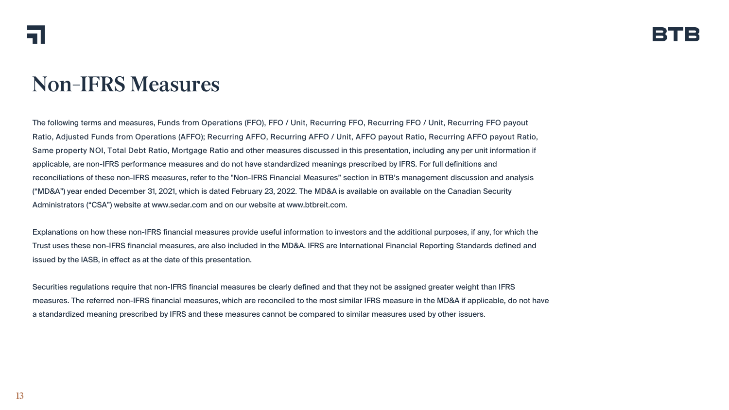# Non-IFRS Measures

The following terms and measures, Funds from Operations (FFO), FFO / Unit, Recurring FFO, Recurring FFO / Unit, Recurring FFO payout Ratio, Adjusted Funds from Operations (AFFO); Recurring AFFO, Recurring AFFO / Unit, AFFO payout Ratio, Recurring AFFO payout Ratio, Same property NOI, Total Debt Ratio, Mortgage Ratio and other measures discussed in this presentation, including any per unit information if applicable, are non-IFRS performance measures and do not have standardized meanings prescribed by IFRS. For full definitions and reconciliations of these non-IFRS measures, refer to the "Non-IFRS Financial Measures" section in BTB's management discussion and analysis ("MD&A") year ended December 31, 2021, which is dated February 23, 2022. The MD&A is available on available on the Canadian Security Administrators ("CSA") website at www.sedar.com and on our website at www.btbreit.com.

Explanations on how these non-IFRS financial measures provide useful information to investors and the additional purposes, if any, for which the Trust uses these non-IFRS financial measures, are also included in the MD&A. IFRS are International Financial Reporting Standards defined and issued by the IASB, in effect as at the date of this presentation.

Securities regulations require that non-IFRS financial measures be clearly defined and that they not be assigned greater weight than IFRS measures. The referred non-IFRS financial measures, which are reconciled to the most similar IFRS measure in the MD&A if applicable, do not have a standardized meaning prescribed by IFRS and these measures cannot be compared to similar measures used by other issuers.